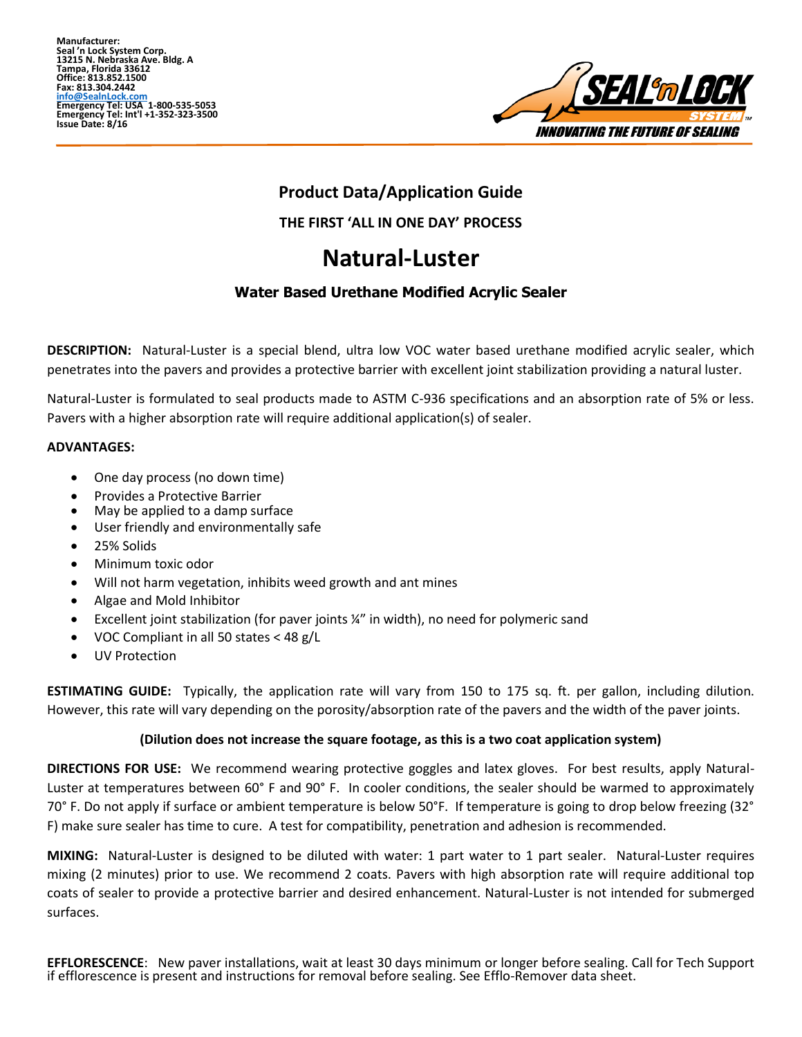**Manufacturer:**
**Seal 'n Lock System Corp.**
**13215 N. Nebraska Ave. Bldg. A**
**Tampa, Florida 33612**
**Office: 813.852.1500**
**Fax: 813.304.2442**
**info@SealnLock.com**
**Emergency Tel: USA 1-800-535-5053**
**Emergency Tel: Int'l +1-352-323-3500**
**Issue Date: 8/16**

SEAL'n LOCK SYSTEM™
INNOVATING THE FUTURE OF SEALING

## Product Data/Application Guide

**THE FIRST 'ALL IN ONE DAY' PROCESS**

# Natural-Luster

### Water Based Urethane Modified Acrylic Sealer

**DESCRIPTION:** Natural-Luster is a special blend, ultra low VOC water based urethane modified acrylic sealer, which penetrates into the pavers and provides a protective barrier with excellent joint stabilization providing a natural luster.

Natural-Luster is formulated to seal products made to ASTM C-936 specifications and an absorption rate of 5% or less. Pavers with a higher absorption rate will require additional application(s) of sealer.

**ADVANTAGES:**

- One day process (no down time)
- Provides a Protective Barrier
- May be applied to a damp surface
- User friendly and environmentally safe
- 25% Solids
- Minimum toxic odor
- Will not harm vegetation, inhibits weed growth and ant mines
- Algae and Mold Inhibitor
- Excellent joint stabilization (for paver joints ¼" in width), no need for polymeric sand
- VOC Compliant in all 50 states < 48 g/L
- UV Protection

**ESTIMATING GUIDE:** Typically, the application rate will vary from 150 to 175 sq. ft. per gallon, including dilution. However, this rate will vary depending on the porosity/absorption rate of the pavers and the width of the paver joints.

**(Dilution does not increase the square footage, as this is a two coat application system)**

**DIRECTIONS FOR USE:** We recommend wearing protective goggles and latex gloves. For best results, apply Natural-Luster at temperatures between 60° F and 90° F. In cooler conditions, the sealer should be warmed to approximately 70° F. Do not apply if surface or ambient temperature is below 50°F. If temperature is going to drop below freezing (32° F) make sure sealer has time to cure. A test for compatibility, penetration and adhesion is recommended.

**MIXING:** Natural-Luster is designed to be diluted with water: 1 part water to 1 part sealer. Natural-Luster requires mixing (2 minutes) prior to use. We recommend 2 coats. Pavers with high absorption rate will require additional top coats of sealer to provide a protective barrier and desired enhancement. Natural-Luster is not intended for submerged surfaces.

**EFFLORESCENCE**: New paver installations, wait at least 30 days minimum or longer before sealing. Call for Tech Support if efflorescence is present and instructions for removal before sealing. See Efflo-Remover data sheet.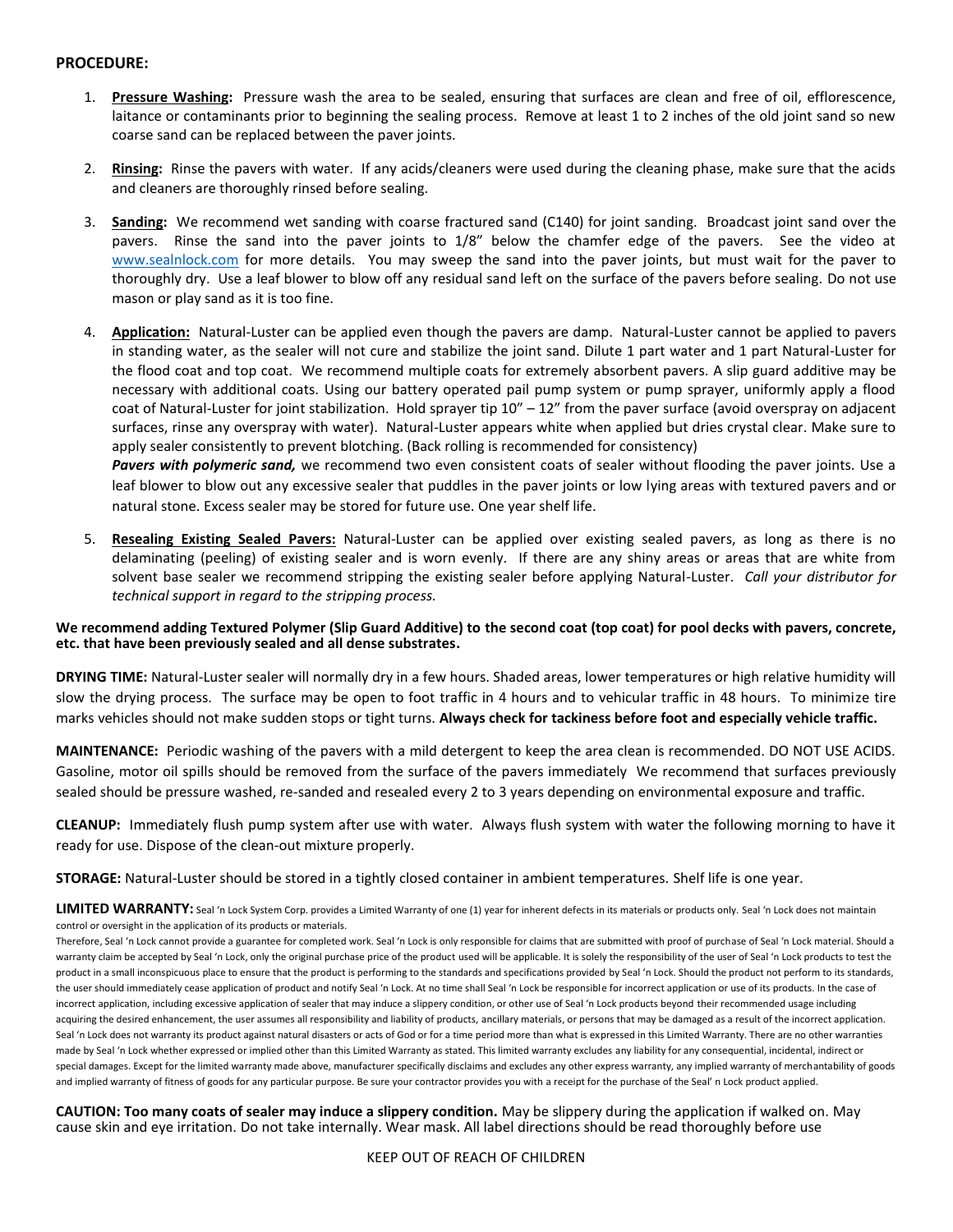**PROCEDURE:**

1. **Pressure Washing:** Pressure wash the area to be sealed, ensuring that surfaces are clean and free of oil, efflorescence, laitance or contaminants prior to beginning the sealing process. Remove at least 1 to 2 inches of the old joint sand so new coarse sand can be replaced between the paver joints.

2. **Rinsing:** Rinse the pavers with water. If any acids/cleaners were used during the cleaning phase, make sure that the acids and cleaners are thoroughly rinsed before sealing.

3. **Sanding:** We recommend wet sanding with coarse fractured sand (C140) for joint sanding. Broadcast joint sand over the pavers. Rinse the sand into the paver joints to 1/8" below the chamfer edge of the pavers. See the video at www.sealnlock.com for more details. You may sweep the sand into the paver joints, but must wait for the paver to thoroughly dry. Use a leaf blower to blow off any residual sand left on the surface of the pavers before sealing. Do not use mason or play sand as it is too fine.

4. **Application:** Natural-Luster can be applied even though the pavers are damp. Natural-Luster cannot be applied to pavers in standing water, as the sealer will not cure and stabilize the joint sand. Dilute 1 part water and 1 part Natural-Luster for the flood coat and top coat. We recommend multiple coats for extremely absorbent pavers. A slip guard additive may be necessary with additional coats. Using our battery operated pail pump system or pump sprayer, uniformly apply a flood coat of Natural-Luster for joint stabilization. Hold sprayer tip 10" – 12" from the paver surface (avoid overspray on adjacent surfaces, rinse any overspray with water). Natural-Luster appears white when applied but dries crystal clear. Make sure to apply sealer consistently to prevent blotching. (Back rolling is recommended for consistency)
   ***Pavers with polymeric sand,*** we recommend two even consistent coats of sealer without flooding the paver joints. Use a leaf blower to blow out any excessive sealer that puddles in the paver joints or low lying areas with textured pavers and or natural stone. Excess sealer may be stored for future use. One year shelf life.

5. **Resealing Existing Sealed Pavers:** Natural-Luster can be applied over existing sealed pavers, as long as there is no delaminating (peeling) of existing sealer and is worn evenly. If there are any shiny areas or areas that are white from solvent base sealer we recommend stripping the existing sealer before applying Natural-Luster. *Call your distributor for technical support in regard to the stripping process.*

**We recommend adding Textured Polymer (Slip Guard Additive) to the second coat (top coat) for pool decks with pavers, concrete, etc. that have been previously sealed and all dense substrates.**

**DRYING TIME:** Natural-Luster sealer will normally dry in a few hours. Shaded areas, lower temperatures or high relative humidity will slow the drying process. The surface may be open to foot traffic in 4 hours and to vehicular traffic in 48 hours. To minimize tire marks vehicles should not make sudden stops or tight turns. **Always check for tackiness before foot and especially vehicle traffic.**

**MAINTENANCE:** Periodic washing of the pavers with a mild detergent to keep the area clean is recommended. DO NOT USE ACIDS. Gasoline, motor oil spills should be removed from the surface of the pavers immediately We recommend that surfaces previously sealed should be pressure washed, re-sanded and resealed every 2 to 3 years depending on environmental exposure and traffic.

**CLEANUP:** Immediately flush pump system after use with water. Always flush system with water the following morning to have it ready for use. Dispose of the clean-out mixture properly.

**STORAGE:** Natural-Luster should be stored in a tightly closed container in ambient temperatures. Shelf life is one year.

**LIMITED WARRANTY:** Seal 'n Lock System Corp. provides a Limited Warranty of one (1) year for inherent defects in its materials or products only. Seal 'n Lock does not maintain control or oversight in the application of its products or materials.
Therefore, Seal 'n Lock cannot provide a guarantee for completed work. Seal 'n Lock is only responsible for claims that are submitted with proof of purchase of Seal 'n Lock material. Should a warranty claim be accepted by Seal 'n Lock, only the original purchase price of the product used will be applicable. It is solely the responsibility of the user of Seal 'n Lock products to test the product in a small inconspicuous place to ensure that the product is performing to the standards and specifications provided by Seal 'n Lock. Should the product not perform to its standards, the user should immediately cease application of product and notify Seal 'n Lock. At no time shall Seal 'n Lock be responsible for incorrect application or use of its products. In the case of incorrect application, including excessive application of sealer that may induce a slippery condition, or other use of Seal 'n Lock products beyond their recommended usage including acquiring the desired enhancement, the user assumes all responsibility and liability of products, ancillary materials, or persons that may be damaged as a result of the incorrect application. Seal 'n Lock does not warranty its product against natural disasters or acts of God or for a time period more than what is expressed in this Limited Warranty. There are no other warranties made by Seal 'n Lock whether expressed or implied other than this Limited Warranty as stated. This limited warranty excludes any liability for any consequential, incidental, indirect or special damages. Except for the limited warranty made above, manufacturer specifically disclaims and excludes any other express warranty, any implied warranty of merchantability of goods and implied warranty of fitness of goods for any particular purpose. Be sure your contractor provides you with a receipt for the purchase of the Seal' n Lock product applied.

**CAUTION: Too many coats of sealer may induce a slippery condition.** May be slippery during the application if walked on. May cause skin and eye irritation. Do not take internally. Wear mask. All label directions should be read thoroughly before use

KEEP OUT OF REACH OF CHILDREN